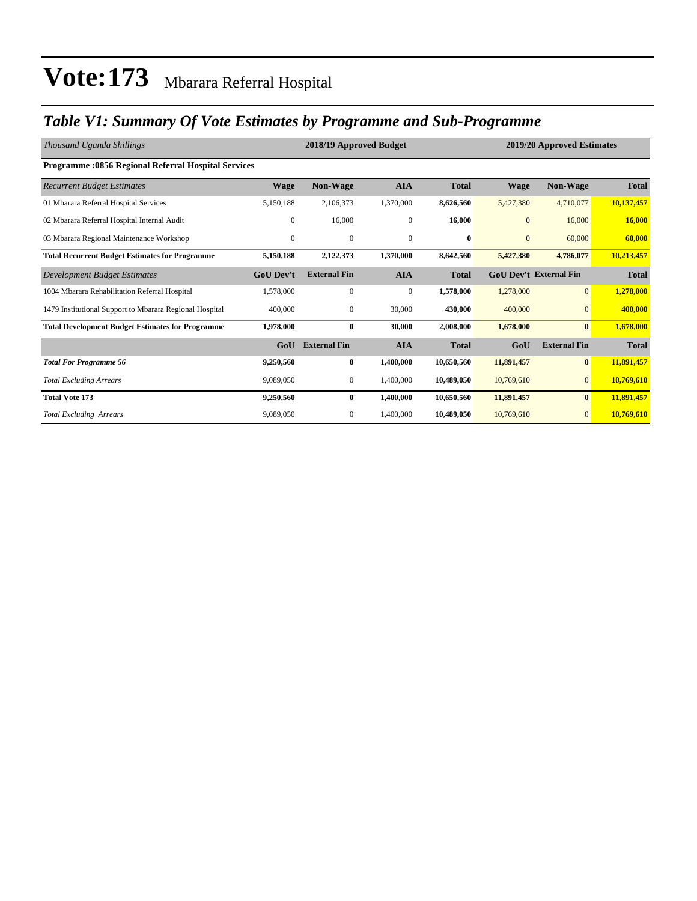# Vote:173 Mbarara Referral Hospital

## *Table V1: Summary Of Vote Estimates by Programme and Sub-Programme*

| *Thousand Uganda Shillings* | 2018/19 Approved Budget | | | | 2019/20 Approved Estimates | | |
|---|---|---|---|---|---|---|---|
| **Programme :0856 Regional Referral Hospital Services** | | | | | | | |
| *Recurrent Budget Estimates* | **Wage** | **Non-Wage** | **AIA** | **Total** | **Wage** | **Non-Wage** | **Total** |
| 01 Mbarara Referral Hospital Services | 5,150,188 | 2,106,373 | 1,370,000 | **8,626,560** | 5,427,380 | 4,710,077 | **10,137,457** |
| 02 Mbarara Referral Hospital Internal Audit | 0 | 16,000 | 0 | **16,000** | 0 | 16,000 | **16,000** |
| 03 Mbarara Regional Maintenance Workshop | 0 | 0 | 0 | **0** | 0 | 60,000 | **60,000** |
| **Total Recurrent Budget Estimates for Programme** | **5,150,188** | **2,122,373** | **1,370,000** | **8,642,560** | **5,427,380** | **4,786,077** | **10,213,457** |
| *Development Budget Estimates* | **GoU Dev't** | **External Fin** | **AIA** | **Total** | **GoU Dev't** | **External Fin** | **Total** |
| 1004 Mbarara Rehabilitation Referral Hospital | 1,578,000 | 0 | 0 | **1,578,000** | 1,278,000 | 0 | **1,278,000** |
| 1479 Institutional Support to Mbarara Regional Hospital | 400,000 | 0 | 30,000 | **430,000** | 400,000 | 0 | **400,000** |
| **Total Development Budget Estimates for Programme** | **1,978,000** | **0** | **30,000** | **2,008,000** | **1,678,000** | **0** | **1,678,000** |
| | **GoU** | **External Fin** | **AIA** | **Total** | **GoU** | **External Fin** | **Total** |
| ***Total For Programme 56*** | **9,250,560** | **0** | **1,400,000** | **10,650,560** | **11,891,457** | **0** | **11,891,457** |
| *Total Excluding Arrears* | 9,089,050 | 0 | 1,400,000 | **10,489,050** | 10,769,610 | 0 | **10,769,610** |
| **Total Vote 173** | **9,250,560** | **0** | **1,400,000** | **10,650,560** | **11,891,457** | **0** | **11,891,457** |
| *Total Excluding Arrears* | 9,089,050 | 0 | 1,400,000 | **10,489,050** | 10,769,610 | 0 | **10,769,610** |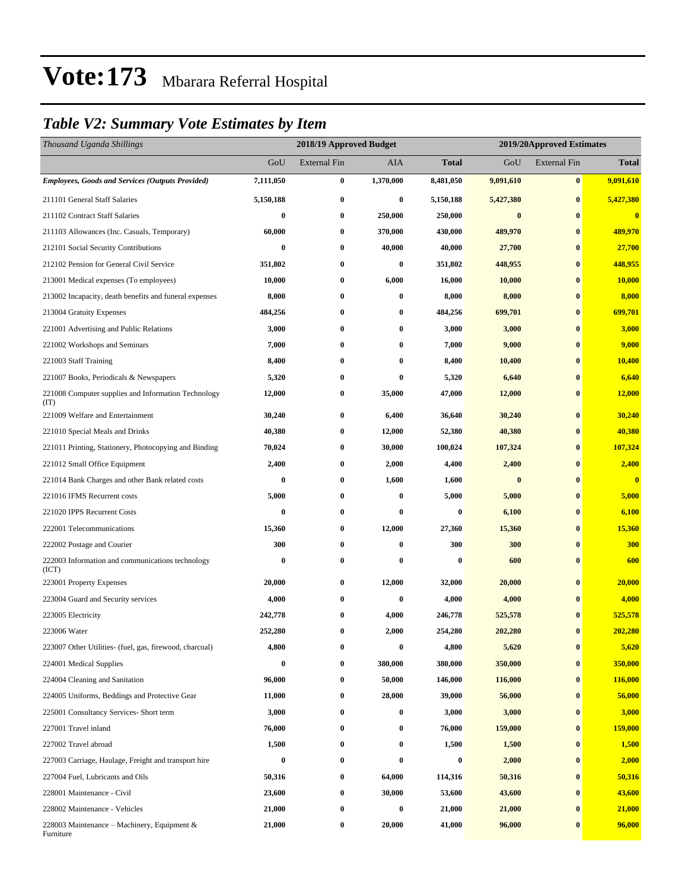# Vote:173 Mbarara Referral Hospital

## *Table V2: Summary Vote Estimates by Item*

| *Thousand Uganda Shillings* | 2018/19 Approved Budget | | | | 2019/20Approved Estimates | | |
|---|---|---|---|---|---|---|---|
| | GoU | External Fin | AIA | **Total** | GoU | External Fin | **Total** |
| ***Employees, Goods and Services (Outputs Provided)*** | **7,111,050** | **0** | **1,370,000** | **8,481,050** | **9,091,610** | **0** | **9,091,610** |
| 211101 General Staff Salaries | **5,150,188** | **0** | **0** | **5,150,188** | **5,427,380** | **0** | **5,427,380** |
| 211102 Contract Staff Salaries | **0** | **0** | **250,000** | **250,000** | **0** | **0** | **0** |
| 211103 Allowances (Inc. Casuals, Temporary) | **60,000** | **0** | **370,000** | **430,000** | **489,970** | **0** | **489,970** |
| 212101 Social Security Contributions | **0** | **0** | **40,000** | **40,000** | **27,700** | **0** | **27,700** |
| 212102 Pension for General Civil Service | **351,802** | **0** | **0** | **351,802** | **448,955** | **0** | **448,955** |
| 213001 Medical expenses (To employees) | **10,000** | **0** | **6,000** | **16,000** | **10,000** | **0** | **10,000** |
| 213002 Incapacity, death benefits and funeral expenses | **8,000** | **0** | **0** | **8,000** | **8,000** | **0** | **8,000** |
| 213004 Gratuity Expenses | **484,256** | **0** | **0** | **484,256** | **699,701** | **0** | **699,701** |
| 221001 Advertising and Public Relations | **3,000** | **0** | **0** | **3,000** | **3,000** | **0** | **3,000** |
| 221002 Workshops and Seminars | **7,000** | **0** | **0** | **7,000** | **9,000** | **0** | **9,000** |
| 221003 Staff Training | **8,400** | **0** | **0** | **8,400** | **10,400** | **0** | **10,400** |
| 221007 Books, Periodicals & Newspapers | **5,320** | **0** | **0** | **5,320** | **6,640** | **0** | **6,640** |
| 221008 Computer supplies and Information Technology (IT) | **12,000** | **0** | **35,000** | **47,000** | **12,000** | **0** | **12,000** |
| 221009 Welfare and Entertainment | **30,240** | **0** | **6,400** | **36,640** | **30,240** | **0** | **30,240** |
| 221010 Special Meals and Drinks | **40,380** | **0** | **12,000** | **52,380** | **40,380** | **0** | **40,380** |
| 221011 Printing, Stationery, Photocopying and Binding | **70,024** | **0** | **30,000** | **100,024** | **107,324** | **0** | **107,324** |
| 221012 Small Office Equipment | **2,400** | **0** | **2,000** | **4,400** | **2,400** | **0** | **2,400** |
| 221014 Bank Charges and other Bank related costs | **0** | **0** | **1,600** | **1,600** | **0** | **0** | **0** |
| 221016 IFMS Recurrent costs | **5,000** | **0** | **0** | **5,000** | **5,000** | **0** | **5,000** |
| 221020 IPPS Recurrent Costs | **0** | **0** | **0** | **0** | **6,100** | **0** | **6,100** |
| 222001 Telecommunications | **15,360** | **0** | **12,000** | **27,360** | **15,360** | **0** | **15,360** |
| 222002 Postage and Courier | **300** | **0** | **0** | **300** | **300** | **0** | **300** |
| 222003 Information and communications technology (ICT) | **0** | **0** | **0** | **0** | **600** | **0** | **600** |
| 223001 Property Expenses | **20,000** | **0** | **12,000** | **32,000** | **20,000** | **0** | **20,000** |
| 223004 Guard and Security services | **4,000** | **0** | **0** | **4,000** | **4,000** | **0** | **4,000** |
| 223005 Electricity | **242,778** | **0** | **4,000** | **246,778** | **525,578** | **0** | **525,578** |
| 223006 Water | **252,280** | **0** | **2,000** | **254,280** | **202,280** | **0** | **202,280** |
| 223007 Other Utilities- (fuel, gas, firewood, charcoal) | **4,800** | **0** | **0** | **4,800** | **5,620** | **0** | **5,620** |
| 224001 Medical Supplies | **0** | **0** | **380,000** | **380,000** | **350,000** | **0** | **350,000** |
| 224004 Cleaning and Sanitation | **96,000** | **0** | **50,000** | **146,000** | **116,000** | **0** | **116,000** |
| 224005 Uniforms, Beddings and Protective Gear | **11,000** | **0** | **28,000** | **39,000** | **56,000** | **0** | **56,000** |
| 225001 Consultancy Services- Short term | **3,000** | **0** | **0** | **3,000** | **3,000** | **0** | **3,000** |
| 227001 Travel inland | **76,000** | **0** | **0** | **76,000** | **159,000** | **0** | **159,000** |
| 227002 Travel abroad | **1,500** | **0** | **0** | **1,500** | **1,500** | **0** | **1,500** |
| 227003 Carriage, Haulage, Freight and transport hire | **0** | **0** | **0** | **0** | **2,000** | **0** | **2,000** |
| 227004 Fuel, Lubricants and Oils | **50,316** | **0** | **64,000** | **114,316** | **50,316** | **0** | **50,316** |
| 228001 Maintenance - Civil | **23,600** | **0** | **30,000** | **53,600** | **43,600** | **0** | **43,600** |
| 228002 Maintenance - Vehicles | **21,000** | **0** | **0** | **21,000** | **21,000** | **0** | **21,000** |
| 228003 Maintenance – Machinery, Equipment & Furniture | **21,000** | **0** | **20,000** | **41,000** | **96,000** | **0** | **96,000** |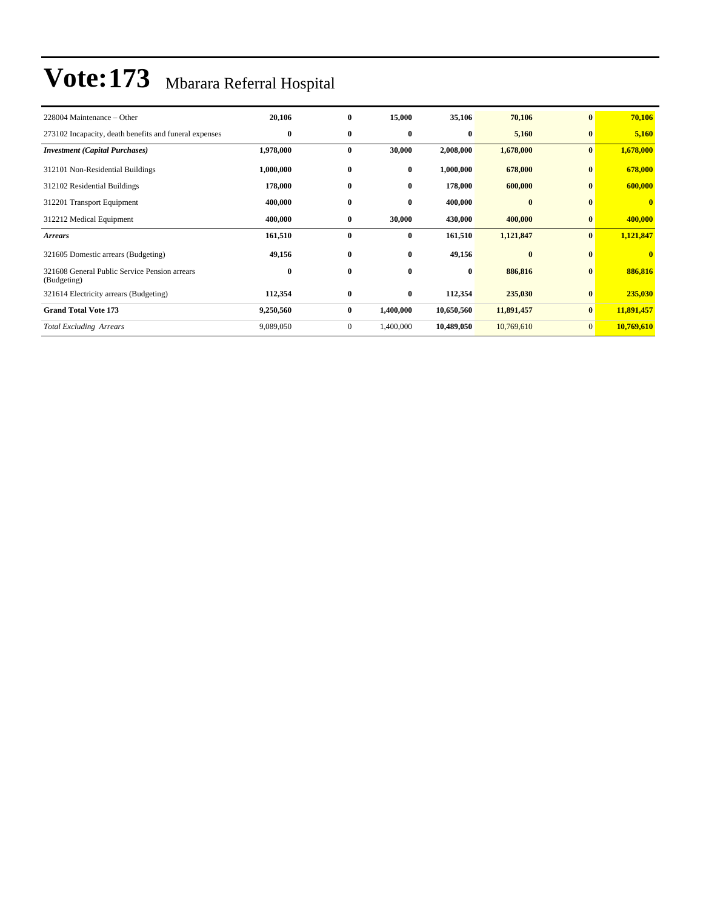# Vote:173 Mbarara Referral Hospital

| | | | | | | | |
|---|---|---|---|---|---|---|---|
| 228004 Maintenance – Other | **20,106** | **0** | **15,000** | **35,106** | **70,106** | **0** | **70,106** |
| 273102 Incapacity, death benefits and funeral expenses | **0** | **0** | **0** | **0** | **5,160** | **0** | **5,160** |
| ***Investment (Capital Purchases)*** | **1,978,000** | **0** | **30,000** | **2,008,000** | **1,678,000** | **0** | **1,678,000** |
| 312101 Non-Residential Buildings | **1,000,000** | **0** | **0** | **1,000,000** | **678,000** | **0** | **678,000** |
| 312102 Residential Buildings | **178,000** | **0** | **0** | **178,000** | **600,000** | **0** | **600,000** |
| 312201 Transport Equipment | **400,000** | **0** | **0** | **400,000** | **0** | **0** | **0** |
| 312212 Medical Equipment | **400,000** | **0** | **30,000** | **430,000** | **400,000** | **0** | **400,000** |
| ***Arrears*** | **161,510** | **0** | **0** | **161,510** | **1,121,847** | **0** | **1,121,847** |
| 321605 Domestic arrears (Budgeting) | **49,156** | **0** | **0** | **49,156** | **0** | **0** | **0** |
| 321608 General Public Service Pension arrears (Budgeting) | **0** | **0** | **0** | **0** | **886,816** | **0** | **886,816** |
| 321614 Electricity arrears (Budgeting) | **112,354** | **0** | **0** | **112,354** | **235,030** | **0** | **235,030** |
| **Grand Total Vote 173** | **9,250,560** | **0** | **1,400,000** | **10,650,560** | **11,891,457** | **0** | **11,891,457** |
| *Total Excluding Arrears* | 9,089,050 | 0 | 1,400,000 | **10,489,050** | 10,769,610 | 0 | **10,769,610** |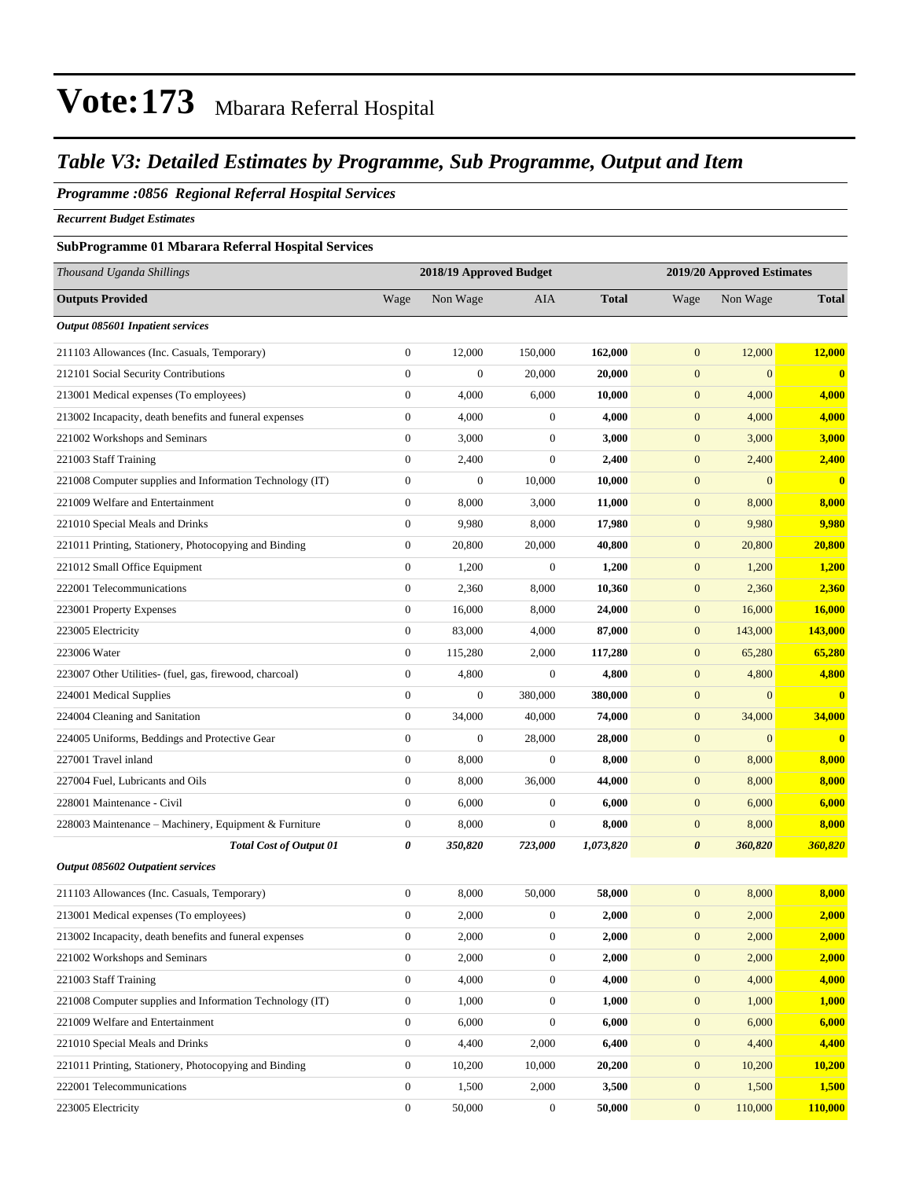# Vote:173 Mbarara Referral Hospital

## *Table V3: Detailed Estimates by Programme, Sub Programme, Output and Item*

***Programme :0856 Regional Referral Hospital Services***

***Recurrent Budget Estimates***

**SubProgramme 01 Mbarara Referral Hospital Services**

| *Thousand Uganda Shillings* | 2018/19 Approved Budget | | | | 2019/20 Approved Estimates | | |
|---|---|---|---|---|---|---|---|
| **Outputs Provided** | Wage | Non Wage | AIA | **Total** | Wage | Non Wage | **Total** |
| ***Output 085601 Inpatient services*** | | | | | | | |
| 211103 Allowances (Inc. Casuals, Temporary) | 0 | 12,000 | 150,000 | **162,000** | 0 | 12,000 | **12,000** |
| 212101 Social Security Contributions | 0 | 0 | 20,000 | **20,000** | 0 | 0 | **0** |
| 213001 Medical expenses (To employees) | 0 | 4,000 | 6,000 | **10,000** | 0 | 4,000 | **4,000** |
| 213002 Incapacity, death benefits and funeral expenses | 0 | 4,000 | 0 | **4,000** | 0 | 4,000 | **4,000** |
| 221002 Workshops and Seminars | 0 | 3,000 | 0 | **3,000** | 0 | 3,000 | **3,000** |
| 221003 Staff Training | 0 | 2,400 | 0 | **2,400** | 0 | 2,400 | **2,400** |
| 221008 Computer supplies and Information Technology (IT) | 0 | 0 | 10,000 | **10,000** | 0 | 0 | **0** |
| 221009 Welfare and Entertainment | 0 | 8,000 | 3,000 | **11,000** | 0 | 8,000 | **8,000** |
| 221010 Special Meals and Drinks | 0 | 9,980 | 8,000 | **17,980** | 0 | 9,980 | **9,980** |
| 221011 Printing, Stationery, Photocopying and Binding | 0 | 20,800 | 20,000 | **40,800** | 0 | 20,800 | **20,800** |
| 221012 Small Office Equipment | 0 | 1,200 | 0 | **1,200** | 0 | 1,200 | **1,200** |
| 222001 Telecommunications | 0 | 2,360 | 8,000 | **10,360** | 0 | 2,360 | **2,360** |
| 223001 Property Expenses | 0 | 16,000 | 8,000 | **24,000** | 0 | 16,000 | **16,000** |
| 223005 Electricity | 0 | 83,000 | 4,000 | **87,000** | 0 | 143,000 | **143,000** |
| 223006 Water | 0 | 115,280 | 2,000 | **117,280** | 0 | 65,280 | **65,280** |
| 223007 Other Utilities- (fuel, gas, firewood, charcoal) | 0 | 4,800 | 0 | **4,800** | 0 | 4,800 | **4,800** |
| 224001 Medical Supplies | 0 | 0 | 380,000 | **380,000** | 0 | 0 | **0** |
| 224004 Cleaning and Sanitation | 0 | 34,000 | 40,000 | **74,000** | 0 | 34,000 | **34,000** |
| 224005 Uniforms, Beddings and Protective Gear | 0 | 0 | 28,000 | **28,000** | 0 | 0 | **0** |
| 227001 Travel inland | 0 | 8,000 | 0 | **8,000** | 0 | 8,000 | **8,000** |
| 227004 Fuel, Lubricants and Oils | 0 | 8,000 | 36,000 | **44,000** | 0 | 8,000 | **8,000** |
| 228001 Maintenance - Civil | 0 | 6,000 | 0 | **6,000** | 0 | 6,000 | **6,000** |
| 228003 Maintenance – Machinery, Equipment & Furniture | 0 | 8,000 | 0 | **8,000** | 0 | 8,000 | **8,000** |
| ***Total Cost of Output 01*** | ***0*** | ***350,820*** | ***723,000*** | ***1,073,820*** | ***0*** | ***360,820*** | ***360,820*** |
| ***Output 085602 Outpatient services*** | | | | | | | |
| 211103 Allowances (Inc. Casuals, Temporary) | 0 | 8,000 | 50,000 | **58,000** | 0 | 8,000 | **8,000** |
| 213001 Medical expenses (To employees) | 0 | 2,000 | 0 | **2,000** | 0 | 2,000 | **2,000** |
| 213002 Incapacity, death benefits and funeral expenses | 0 | 2,000 | 0 | **2,000** | 0 | 2,000 | **2,000** |
| 221002 Workshops and Seminars | 0 | 2,000 | 0 | **2,000** | 0 | 2,000 | **2,000** |
| 221003 Staff Training | 0 | 4,000 | 0 | **4,000** | 0 | 4,000 | **4,000** |
| 221008 Computer supplies and Information Technology (IT) | 0 | 1,000 | 0 | **1,000** | 0 | 1,000 | **1,000** |
| 221009 Welfare and Entertainment | 0 | 6,000 | 0 | **6,000** | 0 | 6,000 | **6,000** |
| 221010 Special Meals and Drinks | 0 | 4,400 | 2,000 | **6,400** | 0 | 4,400 | **4,400** |
| 221011 Printing, Stationery, Photocopying and Binding | 0 | 10,200 | 10,000 | **20,200** | 0 | 10,200 | **10,200** |
| 222001 Telecommunications | 0 | 1,500 | 2,000 | **3,500** | 0 | 1,500 | **1,500** |
| 223005 Electricity | 0 | 50,000 | 0 | **50,000** | 0 | 110,000 | **110,000** |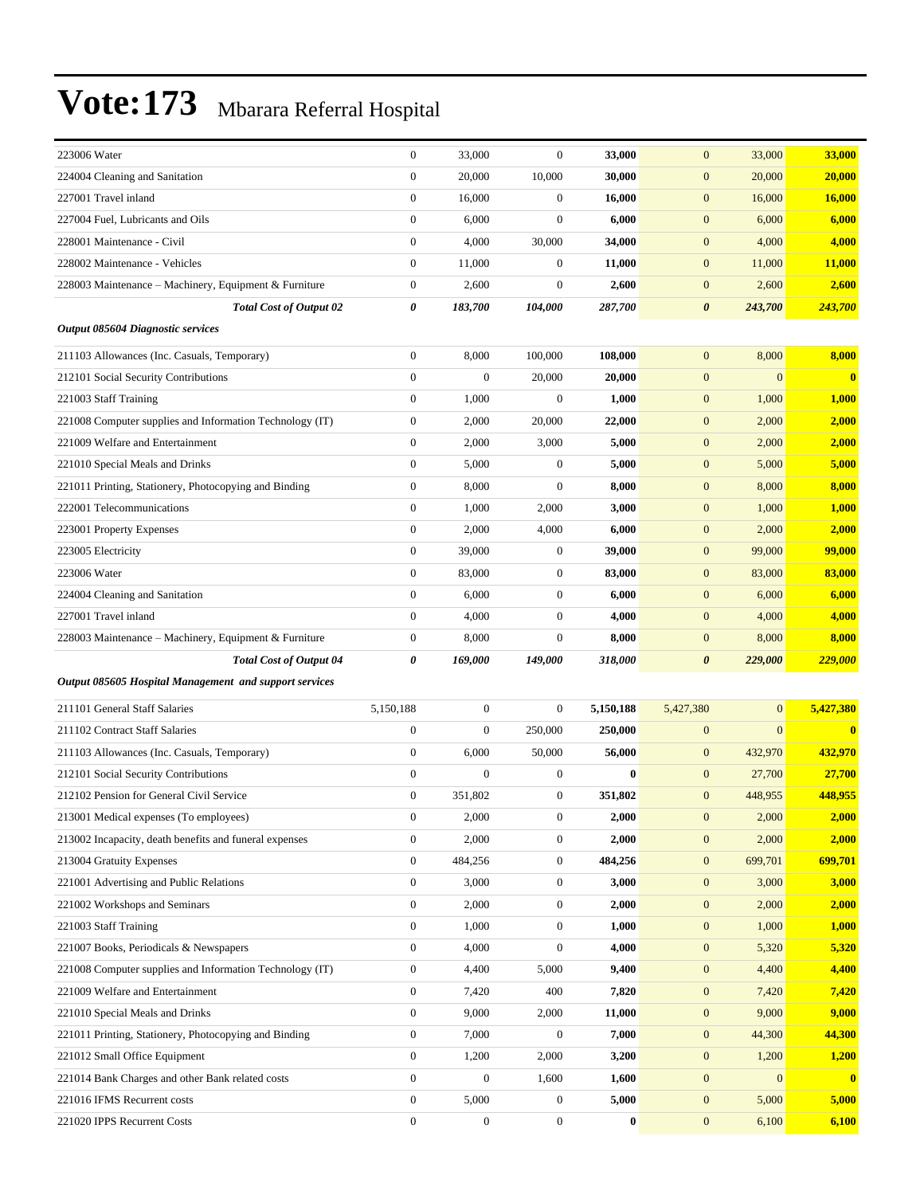# Vote:173 Mbarara Referral Hospital

| | | | | | | | |
|---|---|---|---|---|---|---|---|
| 223006 Water | 0 | 33,000 | 0 | **33,000** | 0 | 33,000 | **33,000** |
| 224004 Cleaning and Sanitation | 0 | 20,000 | 10,000 | **30,000** | 0 | 20,000 | **20,000** |
| 227001 Travel inland | 0 | 16,000 | 0 | **16,000** | 0 | 16,000 | **16,000** |
| 227004 Fuel, Lubricants and Oils | 0 | 6,000 | 0 | **6,000** | 0 | 6,000 | **6,000** |
| 228001 Maintenance - Civil | 0 | 4,000 | 30,000 | **34,000** | 0 | 4,000 | **4,000** |
| 228002 Maintenance - Vehicles | 0 | 11,000 | 0 | **11,000** | 0 | 11,000 | **11,000** |
| 228003 Maintenance – Machinery, Equipment & Furniture | 0 | 2,600 | 0 | **2,600** | 0 | 2,600 | **2,600** |
| ***Total Cost of Output 02*** | ***0*** | ***183,700*** | ***104,000*** | ***287,700*** | ***0*** | ***243,700*** | ***243,700*** |
| ***Output 085604 Diagnostic services*** | | | | | | | |
| 211103 Allowances (Inc. Casuals, Temporary) | 0 | 8,000 | 100,000 | **108,000** | 0 | 8,000 | **8,000** |
| 212101 Social Security Contributions | 0 | 0 | 20,000 | **20,000** | 0 | 0 | **0** |
| 221003 Staff Training | 0 | 1,000 | 0 | **1,000** | 0 | 1,000 | **1,000** |
| 221008 Computer supplies and Information Technology (IT) | 0 | 2,000 | 20,000 | **22,000** | 0 | 2,000 | **2,000** |
| 221009 Welfare and Entertainment | 0 | 2,000 | 3,000 | **5,000** | 0 | 2,000 | **2,000** |
| 221010 Special Meals and Drinks | 0 | 5,000 | 0 | **5,000** | 0 | 5,000 | **5,000** |
| 221011 Printing, Stationery, Photocopying and Binding | 0 | 8,000 | 0 | **8,000** | 0 | 8,000 | **8,000** |
| 222001 Telecommunications | 0 | 1,000 | 2,000 | **3,000** | 0 | 1,000 | **1,000** |
| 223001 Property Expenses | 0 | 2,000 | 4,000 | **6,000** | 0 | 2,000 | **2,000** |
| 223005 Electricity | 0 | 39,000 | 0 | **39,000** | 0 | 99,000 | **99,000** |
| 223006 Water | 0 | 83,000 | 0 | **83,000** | 0 | 83,000 | **83,000** |
| 224004 Cleaning and Sanitation | 0 | 6,000 | 0 | **6,000** | 0 | 6,000 | **6,000** |
| 227001 Travel inland | 0 | 4,000 | 0 | **4,000** | 0 | 4,000 | **4,000** |
| 228003 Maintenance – Machinery, Equipment & Furniture | 0 | 8,000 | 0 | **8,000** | 0 | 8,000 | **8,000** |
| ***Total Cost of Output 04*** | ***0*** | ***169,000*** | ***149,000*** | ***318,000*** | ***0*** | ***229,000*** | ***229,000*** |
| ***Output 085605 Hospital Management and support services*** | | | | | | | |
| 211101 General Staff Salaries | 5,150,188 | 0 | 0 | **5,150,188** | 5,427,380 | 0 | **5,427,380** |
| 211102 Contract Staff Salaries | 0 | 0 | 250,000 | **250,000** | 0 | 0 | **0** |
| 211103 Allowances (Inc. Casuals, Temporary) | 0 | 6,000 | 50,000 | **56,000** | 0 | 432,970 | **432,970** |
| 212101 Social Security Contributions | 0 | 0 | 0 | **0** | 0 | 27,700 | **27,700** |
| 212102 Pension for General Civil Service | 0 | 351,802 | 0 | **351,802** | 0 | 448,955 | **448,955** |
| 213001 Medical expenses (To employees) | 0 | 2,000 | 0 | **2,000** | 0 | 2,000 | **2,000** |
| 213002 Incapacity, death benefits and funeral expenses | 0 | 2,000 | 0 | **2,000** | 0 | 2,000 | **2,000** |
| 213004 Gratuity Expenses | 0 | 484,256 | 0 | **484,256** | 0 | 699,701 | **699,701** |
| 221001 Advertising and Public Relations | 0 | 3,000 | 0 | **3,000** | 0 | 3,000 | **3,000** |
| 221002 Workshops and Seminars | 0 | 2,000 | 0 | **2,000** | 0 | 2,000 | **2,000** |
| 221003 Staff Training | 0 | 1,000 | 0 | **1,000** | 0 | 1,000 | **1,000** |
| 221007 Books, Periodicals & Newspapers | 0 | 4,000 | 0 | **4,000** | 0 | 5,320 | **5,320** |
| 221008 Computer supplies and Information Technology (IT) | 0 | 4,400 | 5,000 | **9,400** | 0 | 4,400 | **4,400** |
| 221009 Welfare and Entertainment | 0 | 7,420 | 400 | **7,820** | 0 | 7,420 | **7,420** |
| 221010 Special Meals and Drinks | 0 | 9,000 | 2,000 | **11,000** | 0 | 9,000 | **9,000** |
| 221011 Printing, Stationery, Photocopying and Binding | 0 | 7,000 | 0 | **7,000** | 0 | 44,300 | **44,300** |
| 221012 Small Office Equipment | 0 | 1,200 | 2,000 | **3,200** | 0 | 1,200 | **1,200** |
| 221014 Bank Charges and other Bank related costs | 0 | 0 | 1,600 | **1,600** | 0 | 0 | **0** |
| 221016 IFMS Recurrent costs | 0 | 5,000 | 0 | **5,000** | 0 | 5,000 | **5,000** |
| 221020 IPPS Recurrent Costs | 0 | 0 | 0 | **0** | 0 | 6,100 | **6,100** |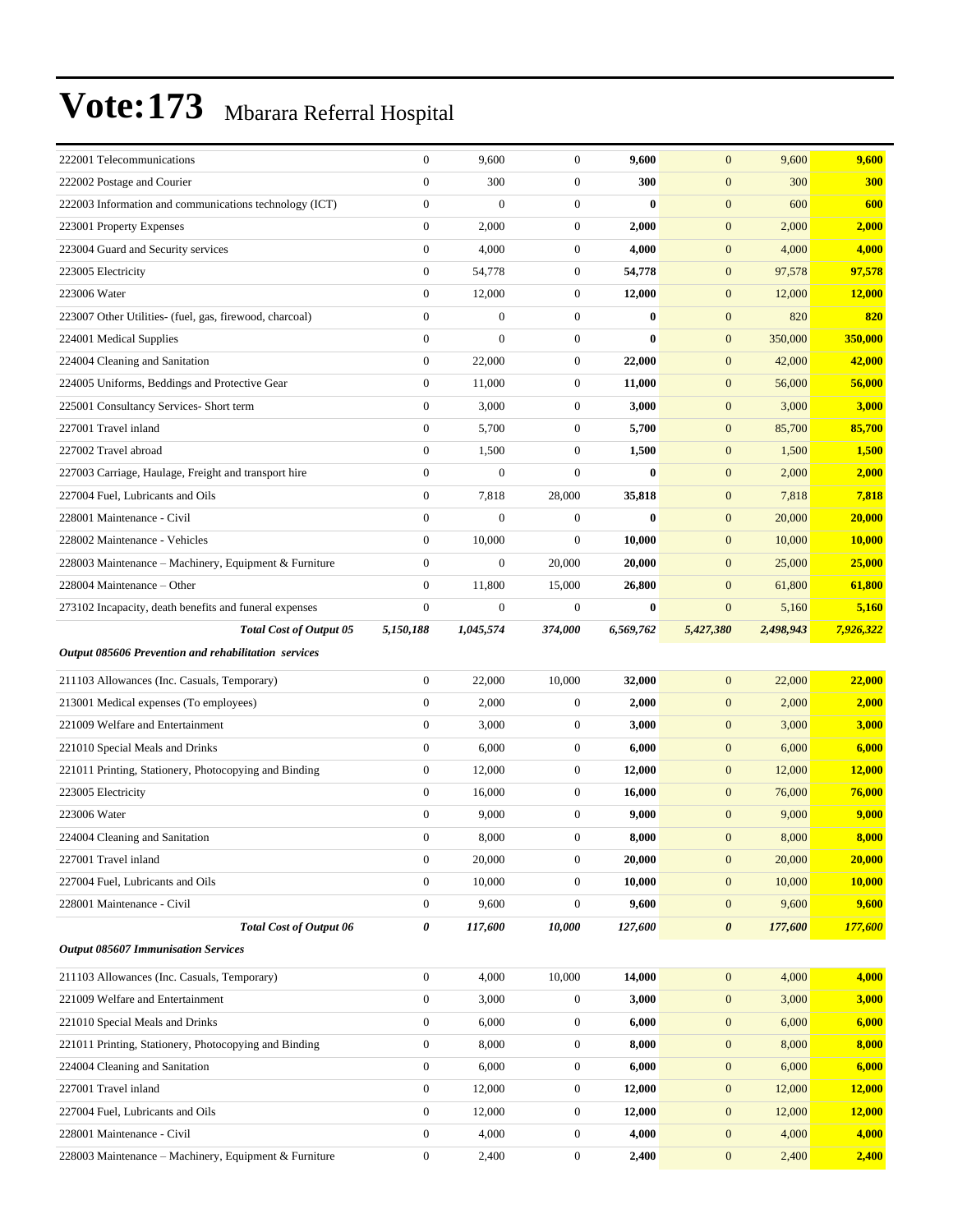# Vote:173 Mbarara Referral Hospital

| | | | | | | | |
|---|---|---|---|---|---|---|---|
| 222001 Telecommunications | 0 | 9,600 | 0 | **9,600** | 0 | 9,600 | **9,600** |
| 222002 Postage and Courier | 0 | 300 | 0 | **300** | 0 | 300 | **300** |
| 222003 Information and communications technology (ICT) | 0 | 0 | 0 | **0** | 0 | 600 | **600** |
| 223001 Property Expenses | 0 | 2,000 | 0 | **2,000** | 0 | 2,000 | **2,000** |
| 223004 Guard and Security services | 0 | 4,000 | 0 | **4,000** | 0 | 4,000 | **4,000** |
| 223005 Electricity | 0 | 54,778 | 0 | **54,778** | 0 | 97,578 | **97,578** |
| 223006 Water | 0 | 12,000 | 0 | **12,000** | 0 | 12,000 | **12,000** |
| 223007 Other Utilities- (fuel, gas, firewood, charcoal) | 0 | 0 | 0 | **0** | 0 | 820 | **820** |
| 224001 Medical Supplies | 0 | 0 | 0 | **0** | 0 | 350,000 | **350,000** |
| 224004 Cleaning and Sanitation | 0 | 22,000 | 0 | **22,000** | 0 | 42,000 | **42,000** |
| 224005 Uniforms, Beddings and Protective Gear | 0 | 11,000 | 0 | **11,000** | 0 | 56,000 | **56,000** |
| 225001 Consultancy Services- Short term | 0 | 3,000 | 0 | **3,000** | 0 | 3,000 | **3,000** |
| 227001 Travel inland | 0 | 5,700 | 0 | **5,700** | 0 | 85,700 | **85,700** |
| 227002 Travel abroad | 0 | 1,500 | 0 | **1,500** | 0 | 1,500 | **1,500** |
| 227003 Carriage, Haulage, Freight and transport hire | 0 | 0 | 0 | **0** | 0 | 2,000 | **2,000** |
| 227004 Fuel, Lubricants and Oils | 0 | 7,818 | 28,000 | **35,818** | 0 | 7,818 | **7,818** |
| 228001 Maintenance - Civil | 0 | 0 | 0 | **0** | 0 | 20,000 | **20,000** |
| 228002 Maintenance - Vehicles | 0 | 10,000 | 0 | **10,000** | 0 | 10,000 | **10,000** |
| 228003 Maintenance – Machinery, Equipment & Furniture | 0 | 0 | 20,000 | **20,000** | 0 | 25,000 | **25,000** |
| 228004 Maintenance – Other | 0 | 11,800 | 15,000 | **26,800** | 0 | 61,800 | **61,800** |
| 273102 Incapacity, death benefits and funeral expenses | 0 | 0 | 0 | **0** | 0 | 5,160 | **5,160** |
| ***Total Cost of Output 05*** | ***5,150,188*** | ***1,045,574*** | ***374,000*** | ***6,569,762*** | ***5,427,380*** | ***2,498,943*** | ***7,926,322*** |
| ***Output 085606 Prevention and rehabilitation services*** | | | | | | | |
| 211103 Allowances (Inc. Casuals, Temporary) | 0 | 22,000 | 10,000 | **32,000** | 0 | 22,000 | **22,000** |
| 213001 Medical expenses (To employees) | 0 | 2,000 | 0 | **2,000** | 0 | 2,000 | **2,000** |
| 221009 Welfare and Entertainment | 0 | 3,000 | 0 | **3,000** | 0 | 3,000 | **3,000** |
| 221010 Special Meals and Drinks | 0 | 6,000 | 0 | **6,000** | 0 | 6,000 | **6,000** |
| 221011 Printing, Stationery, Photocopying and Binding | 0 | 12,000 | 0 | **12,000** | 0 | 12,000 | **12,000** |
| 223005 Electricity | 0 | 16,000 | 0 | **16,000** | 0 | 76,000 | **76,000** |
| 223006 Water | 0 | 9,000 | 0 | **9,000** | 0 | 9,000 | **9,000** |
| 224004 Cleaning and Sanitation | 0 | 8,000 | 0 | **8,000** | 0 | 8,000 | **8,000** |
| 227001 Travel inland | 0 | 20,000 | 0 | **20,000** | 0 | 20,000 | **20,000** |
| 227004 Fuel, Lubricants and Oils | 0 | 10,000 | 0 | **10,000** | 0 | 10,000 | **10,000** |
| 228001 Maintenance - Civil | 0 | 9,600 | 0 | **9,600** | 0 | 9,600 | **9,600** |
| ***Total Cost of Output 06*** | ***0*** | ***117,600*** | ***10,000*** | ***127,600*** | ***0*** | ***177,600*** | ***177,600*** |
| ***Output 085607 Immunisation Services*** | | | | | | | |
| 211103 Allowances (Inc. Casuals, Temporary) | 0 | 4,000 | 10,000 | **14,000** | 0 | 4,000 | **4,000** |
| 221009 Welfare and Entertainment | 0 | 3,000 | 0 | **3,000** | 0 | 3,000 | **3,000** |
| 221010 Special Meals and Drinks | 0 | 6,000 | 0 | **6,000** | 0 | 6,000 | **6,000** |
| 221011 Printing, Stationery, Photocopying and Binding | 0 | 8,000 | 0 | **8,000** | 0 | 8,000 | **8,000** |
| 224004 Cleaning and Sanitation | 0 | 6,000 | 0 | **6,000** | 0 | 6,000 | **6,000** |
| 227001 Travel inland | 0 | 12,000 | 0 | **12,000** | 0 | 12,000 | **12,000** |
| 227004 Fuel, Lubricants and Oils | 0 | 12,000 | 0 | **12,000** | 0 | 12,000 | **12,000** |
| 228001 Maintenance - Civil | 0 | 4,000 | 0 | **4,000** | 0 | 4,000 | **4,000** |
| 228003 Maintenance – Machinery, Equipment & Furniture | 0 | 2,400 | 0 | **2,400** | 0 | 2,400 | **2,400** |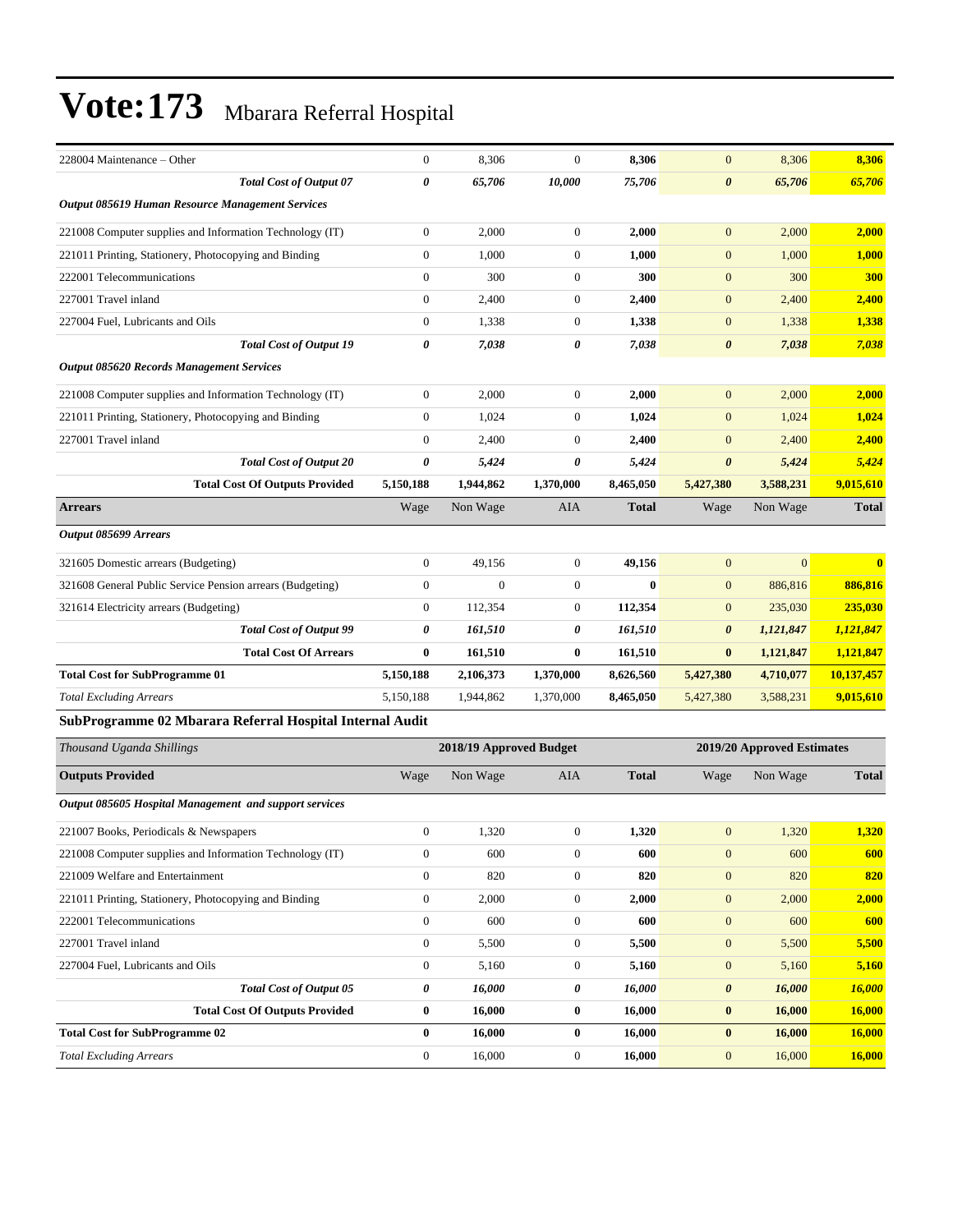# Vote:173 Mbarara Referral Hospital

| | | | | | | | |
|---|---|---|---|---|---|---|---|
| 228004 Maintenance – Other | 0 | 8,306 | 0 | **8,306** | 0 | 8,306 | **8,306** |
| ***Total Cost of Output 07*** | ***0*** | ***65,706*** | ***10,000*** | ***75,706*** | ***0*** | ***65,706*** | ***65,706*** |
| ***Output 085619 Human Resource Management Services*** | | | | | | | |
| 221008 Computer supplies and Information Technology (IT) | 0 | 2,000 | 0 | **2,000** | 0 | 2,000 | **2,000** |
| 221011 Printing, Stationery, Photocopying and Binding | 0 | 1,000 | 0 | **1,000** | 0 | 1,000 | **1,000** |
| 222001 Telecommunications | 0 | 300 | 0 | **300** | 0 | 300 | **300** |
| 227001 Travel inland | 0 | 2,400 | 0 | **2,400** | 0 | 2,400 | **2,400** |
| 227004 Fuel, Lubricants and Oils | 0 | 1,338 | 0 | **1,338** | 0 | 1,338 | **1,338** |
| ***Total Cost of Output 19*** | ***0*** | ***7,038*** | ***0*** | ***7,038*** | ***0*** | ***7,038*** | ***7,038*** |
| ***Output 085620 Records Management Services*** | | | | | | | |
| 221008 Computer supplies and Information Technology (IT) | 0 | 2,000 | 0 | **2,000** | 0 | 2,000 | **2,000** |
| 221011 Printing, Stationery, Photocopying and Binding | 0 | 1,024 | 0 | **1,024** | 0 | 1,024 | **1,024** |
| 227001 Travel inland | 0 | 2,400 | 0 | **2,400** | 0 | 2,400 | **2,400** |
| ***Total Cost of Output 20*** | ***0*** | ***5,424*** | ***0*** | ***5,424*** | ***0*** | ***5,424*** | ***5,424*** |
| **Total Cost Of Outputs Provided** | **5,150,188** | **1,944,862** | **1,370,000** | **8,465,050** | **5,427,380** | **3,588,231** | **9,015,610** |
| **Arrears** | Wage | Non Wage | AIA | **Total** | Wage | Non Wage | **Total** |
| ***Output 085699 Arrears*** | | | | | | | |
| 321605 Domestic arrears (Budgeting) | 0 | 49,156 | 0 | **49,156** | 0 | 0 | **0** |
| 321608 General Public Service Pension arrears (Budgeting) | 0 | 0 | 0 | **0** | 0 | 886,816 | **886,816** |
| 321614 Electricity arrears (Budgeting) | 0 | 112,354 | 0 | **112,354** | 0 | 235,030 | **235,030** |
| ***Total Cost of Output 99*** | ***0*** | ***161,510*** | ***0*** | ***161,510*** | ***0*** | ***1,121,847*** | ***1,121,847*** |
| **Total Cost Of Arrears** | **0** | **161,510** | **0** | **161,510** | **0** | **1,121,847** | **1,121,847** |
| **Total Cost for SubProgramme 01** | **5,150,188** | **2,106,373** | **1,370,000** | **8,626,560** | **5,427,380** | **4,710,077** | **10,137,457** |
| *Total Excluding Arrears* | 5,150,188 | 1,944,862 | 1,370,000 | **8,465,050** | 5,427,380 | 3,588,231 | **9,015,610** |

## SubProgramme 02 Mbarara Referral Hospital Internal Audit

| *Thousand Uganda Shillings* | 2018/19 Approved Budget | | | | 2019/20 Approved Estimates | | |
|---|---|---|---|---|---|---|---|
| **Outputs Provided** | Wage | Non Wage | AIA | **Total** | Wage | Non Wage | **Total** |
| ***Output 085605 Hospital Management and support services*** | | | | | | | |
| 221007 Books, Periodicals & Newspapers | 0 | 1,320 | 0 | **1,320** | 0 | 1,320 | **1,320** |
| 221008 Computer supplies and Information Technology (IT) | 0 | 600 | 0 | **600** | 0 | 600 | **600** |
| 221009 Welfare and Entertainment | 0 | 820 | 0 | **820** | 0 | 820 | **820** |
| 221011 Printing, Stationery, Photocopying and Binding | 0 | 2,000 | 0 | **2,000** | 0 | 2,000 | **2,000** |
| 222001 Telecommunications | 0 | 600 | 0 | **600** | 0 | 600 | **600** |
| 227001 Travel inland | 0 | 5,500 | 0 | **5,500** | 0 | 5,500 | **5,500** |
| 227004 Fuel, Lubricants and Oils | 0 | 5,160 | 0 | **5,160** | 0 | 5,160 | **5,160** |
| ***Total Cost of Output 05*** | ***0*** | ***16,000*** | ***0*** | ***16,000*** | ***0*** | ***16,000*** | ***16,000*** |
| **Total Cost Of Outputs Provided** | **0** | **16,000** | **0** | **16,000** | **0** | **16,000** | **16,000** |
| **Total Cost for SubProgramme 02** | **0** | **16,000** | **0** | **16,000** | **0** | **16,000** | **16,000** |
| *Total Excluding Arrears* | 0 | 16,000 | 0 | **16,000** | 0 | 16,000 | **16,000** |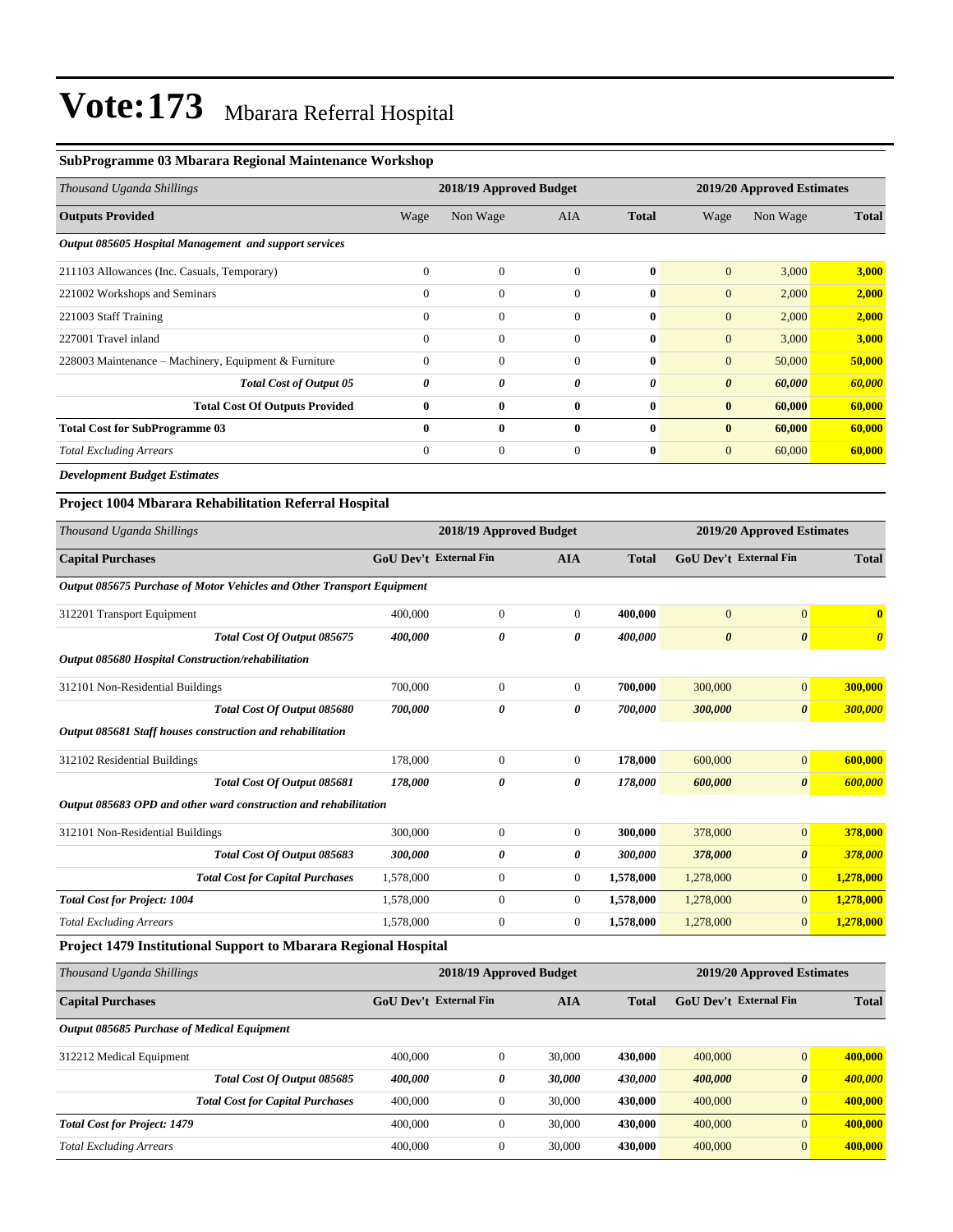# Vote:173 Mbarara Referral Hospital

### SubProgramme 03 Mbarara Regional Maintenance Workshop

| *Thousand Uganda Shillings* | 2018/19 Approved Budget | | | | 2019/20 Approved Estimates | | |
|---|---|---|---|---|---|---|---|
| **Outputs Provided** | Wage | Non Wage | AIA | **Total** | Wage | Non Wage | **Total** |
| ***Output 085605 Hospital Management and support services*** | | | | | | | |
| 211103 Allowances (Inc. Casuals, Temporary) | 0 | 0 | 0 | **0** | 0 | 3,000 | **3,000** |
| 221002 Workshops and Seminars | 0 | 0 | 0 | **0** | 0 | 2,000 | **2,000** |
| 221003 Staff Training | 0 | 0 | 0 | **0** | 0 | 2,000 | **2,000** |
| 227001 Travel inland | 0 | 0 | 0 | **0** | 0 | 3,000 | **3,000** |
| 228003 Maintenance – Machinery, Equipment & Furniture | 0 | 0 | 0 | **0** | 0 | 50,000 | **50,000** |
| ***Total Cost of Output 05*** | ***0*** | ***0*** | ***0*** | ***0*** | ***0*** | ***60,000*** | ***60,000*** |
| **Total Cost Of Outputs Provided** | **0** | **0** | **0** | **0** | **0** | **60,000** | **60,000** |
| **Total Cost for SubProgramme 03** | **0** | **0** | **0** | **0** | **0** | **60,000** | **60,000** |
| *Total Excluding Arrears* | 0 | 0 | 0 | **0** | 0 | 60,000 | **60,000** |

***Development Budget Estimates***

### Project 1004 Mbarara Rehabilitation Referral Hospital

| *Thousand Uganda Shillings* | 2018/19 Approved Budget | | | | 2019/20 Approved Estimates | | |
|---|---|---|---|---|---|---|---|
| **Capital Purchases** | **GoU Dev't** | **External Fin** | **AIA** | **Total** | **GoU Dev't** | **External Fin** | **Total** |
| ***Output 085675 Purchase of Motor Vehicles and Other Transport Equipment*** | | | | | | | |
| 312201 Transport Equipment | 400,000 | 0 | 0 | **400,000** | 0 | 0 | **0** |
| ***Total Cost Of Output 085675*** | ***400,000*** | ***0*** | ***0*** | ***400,000*** | ***0*** | ***0*** | ***0*** |
| ***Output 085680 Hospital Construction/rehabilitation*** | | | | | | | |
| 312101 Non-Residential Buildings | 700,000 | 0 | 0 | **700,000** | 300,000 | 0 | **300,000** |
| ***Total Cost Of Output 085680*** | ***700,000*** | ***0*** | ***0*** | ***700,000*** | ***300,000*** | ***0*** | ***300,000*** |
| ***Output 085681 Staff houses construction and rehabilitation*** | | | | | | | |
| 312102 Residential Buildings | 178,000 | 0 | 0 | **178,000** | 600,000 | 0 | **600,000** |
| ***Total Cost Of Output 085681*** | ***178,000*** | ***0*** | ***0*** | ***178,000*** | ***600,000*** | ***0*** | ***600,000*** |
| ***Output 085683 OPD and other ward construction and rehabilitation*** | | | | | | | |
| 312101 Non-Residential Buildings | 300,000 | 0 | 0 | **300,000** | 378,000 | 0 | **378,000** |
| ***Total Cost Of Output 085683*** | ***300,000*** | ***0*** | ***0*** | ***300,000*** | ***378,000*** | ***0*** | ***378,000*** |
| ***Total Cost for Capital Purchases*** | 1,578,000 | 0 | 0 | **1,578,000** | 1,278,000 | 0 | **1,278,000** |
| ***Total Cost for Project: 1004*** | 1,578,000 | 0 | 0 | **1,578,000** | 1,278,000 | 0 | **1,278,000** |
| *Total Excluding Arrears* | 1,578,000 | 0 | 0 | **1,578,000** | 1,278,000 | 0 | **1,278,000** |

### Project 1479 Institutional Support to Mbarara Regional Hospital

| *Thousand Uganda Shillings* | 2018/19 Approved Budget | | | | 2019/20 Approved Estimates | | |
|---|---|---|---|---|---|---|---|
| **Capital Purchases** | **GoU Dev't** | **External Fin** | **AIA** | **Total** | **GoU Dev't** | **External Fin** | **Total** |
| ***Output 085685 Purchase of Medical Equipment*** | | | | | | | |
| 312212 Medical Equipment | 400,000 | 0 | 30,000 | **430,000** | 400,000 | 0 | **400,000** |
| ***Total Cost Of Output 085685*** | ***400,000*** | ***0*** | ***30,000*** | ***430,000*** | ***400,000*** | ***0*** | ***400,000*** |
| ***Total Cost for Capital Purchases*** | 400,000 | 0 | 30,000 | **430,000** | 400,000 | 0 | **400,000** |
| ***Total Cost for Project: 1479*** | 400,000 | 0 | 30,000 | **430,000** | 400,000 | 0 | **400,000** |
| *Total Excluding Arrears* | 400,000 | 0 | 30,000 | **430,000** | 400,000 | 0 | **400,000** |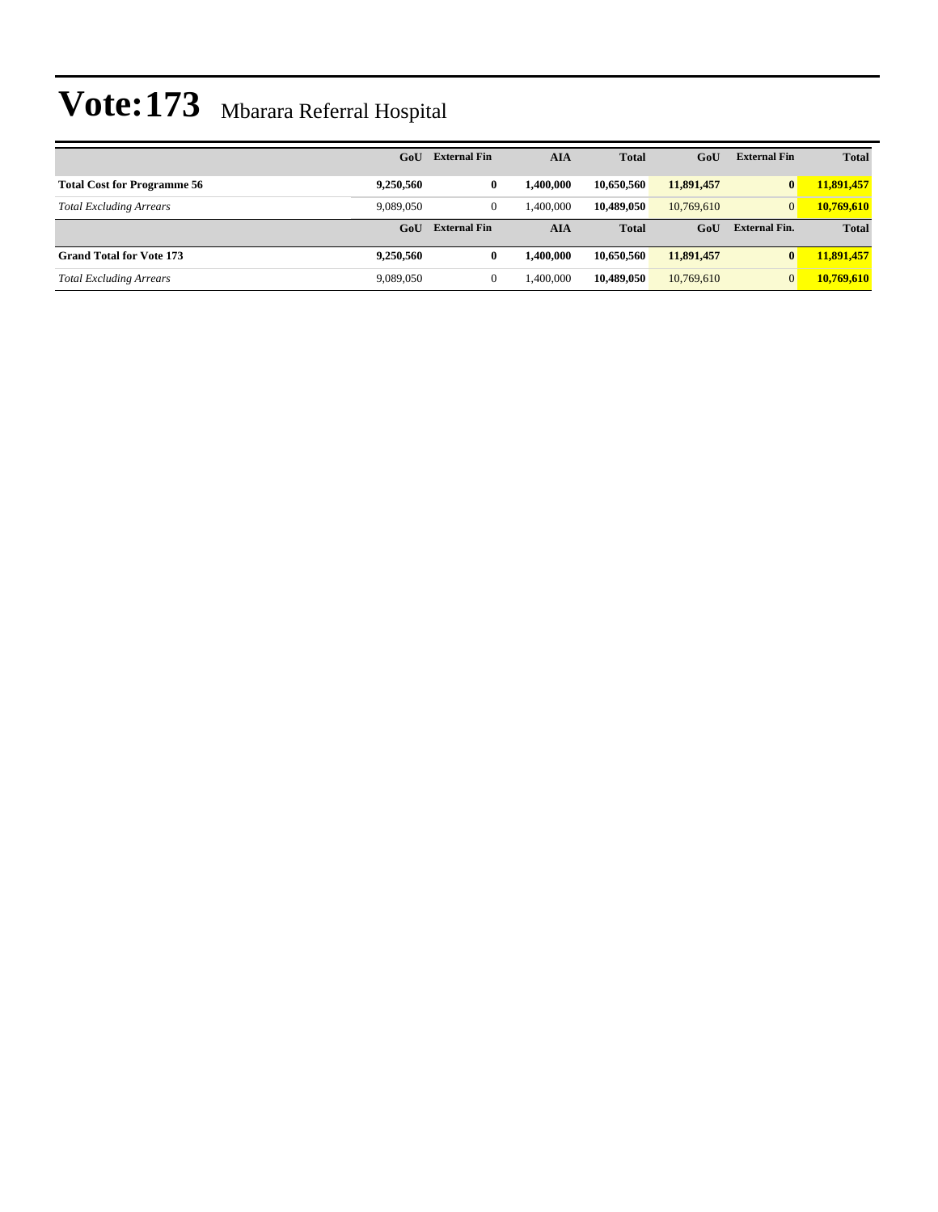# Vote:173 Mbarara Referral Hospital

| | GoU | External Fin | AIA | Total | GoU | External Fin | Total |
|---|---|---|---|---|---|---|---|
| **Total Cost for Programme 56** | **9,250,560** | **0** | **1,400,000** | **10,650,560** | **11,891,457** | **0** | **11,891,457** |
| *Total Excluding Arrears* | 9,089,050 | 0 | 1,400,000 | **10,489,050** | 10,769,610 | 0 | **10,769,610** |
| | **GoU** | **External Fin** | **AIA** | **Total** | **GoU** | **External Fin.** | **Total** |
| **Grand Total for Vote 173** | **9,250,560** | **0** | **1,400,000** | **10,650,560** | **11,891,457** | **0** | **11,891,457** |
| *Total Excluding Arrears* | 9,089,050 | 0 | 1,400,000 | **10,489,050** | 10,769,610 | 0 | **10,769,610** |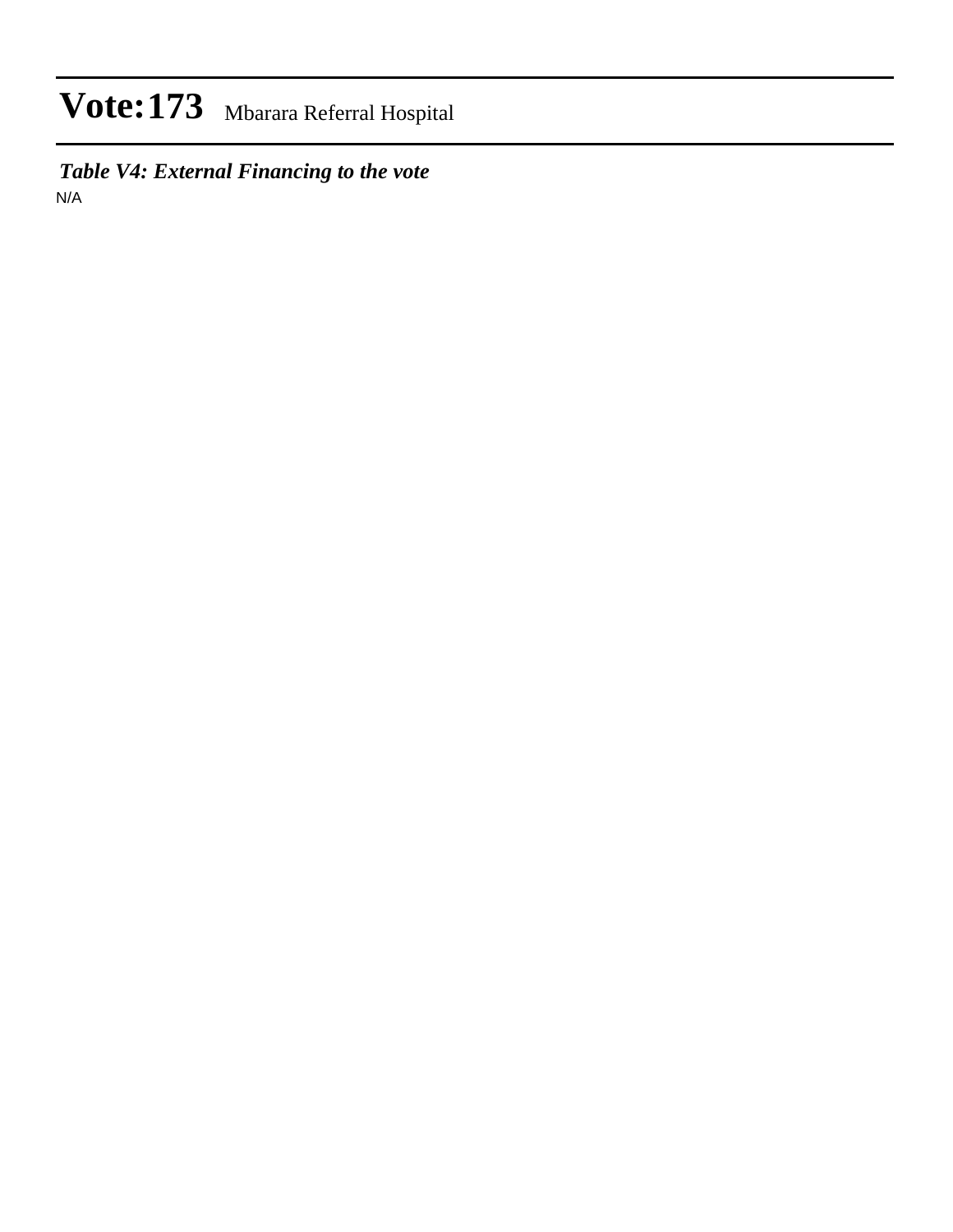# Vote:173 Mbarara Referral Hospital

***Table V4: External Financing to the vote***

N/A